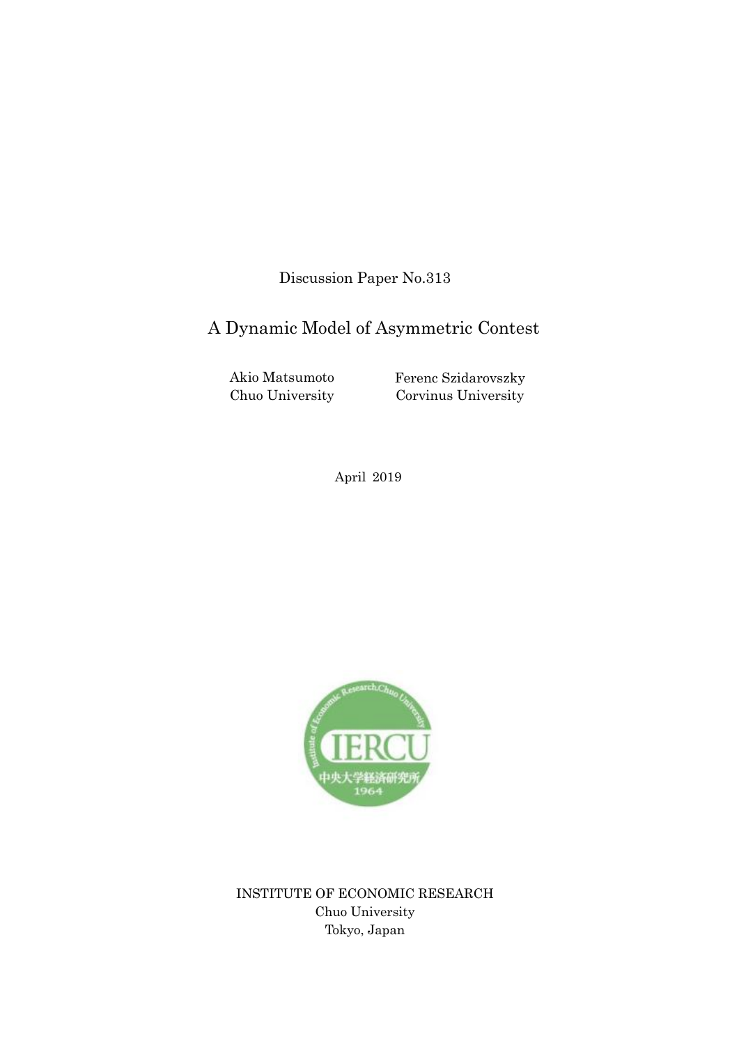Discussion Paper No.313

# A Dynamic Model of Asymmetric Contest

Akio Matsumoto
Chuo University

Ferenc Szidarovszky
Corvinus University

April 2019

INSTITUTE OF ECONOMIC RESEARCH
Chuo University
Tokyo, Japan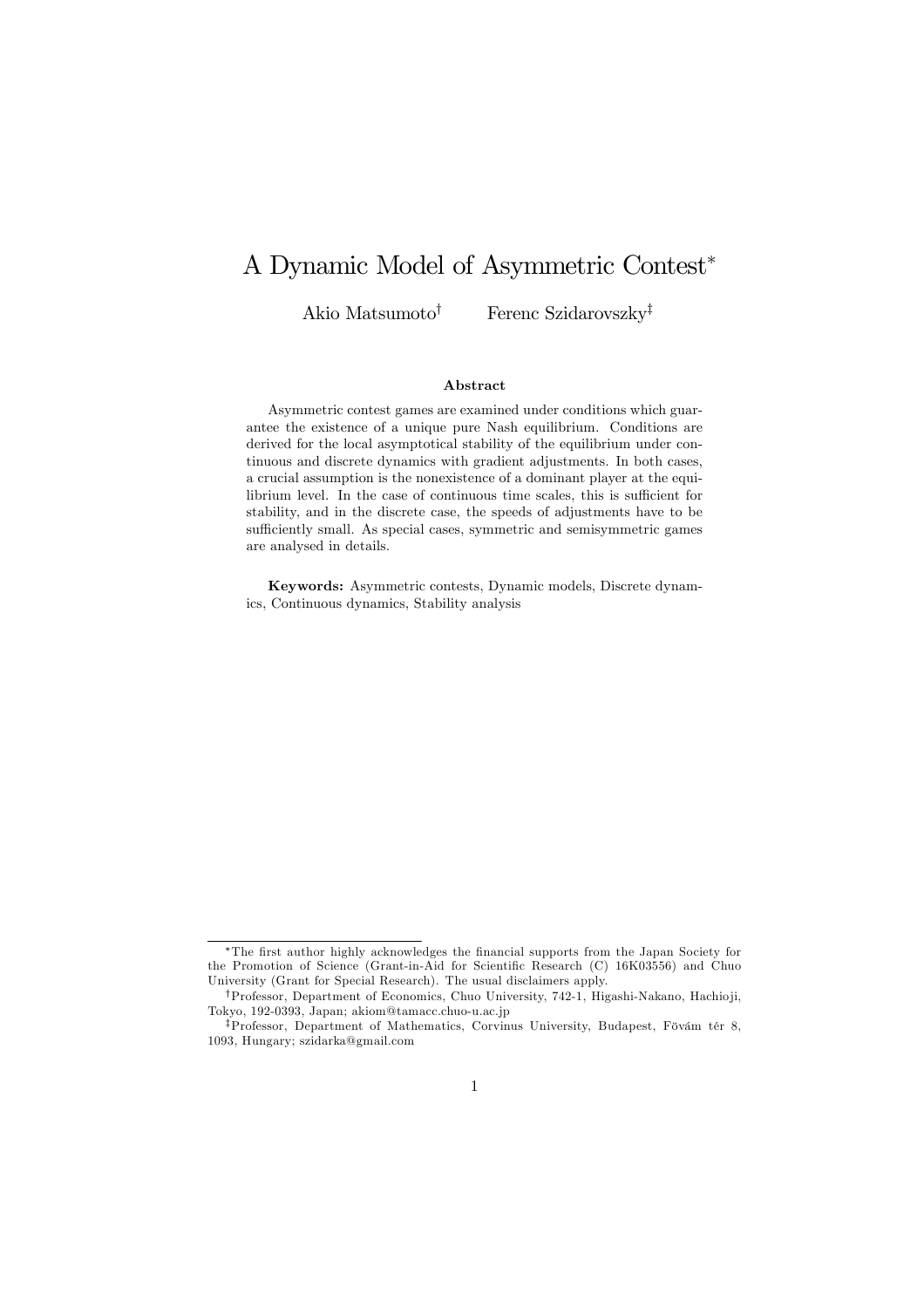# A Dynamic Model of Asymmetric Contest*

Akio Matsumoto[†] Ferenc Szidarovszky[‡]

### Abstract

Asymmetric contest games are examined under conditions which guarantee the existence of a unique pure Nash equilibrium. Conditions are derived for the local asymptotical stability of the equilibrium under continuous and discrete dynamics with gradient adjustments. In both cases, a crucial assumption is the nonexistence of a dominant player at the equilibrium level. In the case of continuous time scales, this is sufficient for stability, and in the discrete case, the speeds of adjustments have to be sufficiently small. As special cases, symmetric and semisymmetric games are analysed in details.

**Keywords:** Asymmetric contests, Dynamic models, Discrete dynamics, Continuous dynamics, Stability analysis

---

*The first author highly acknowledges the financial supports from the Japan Society for the Promotion of Science (Grant-in-Aid for Scientific Research (C) 16K03556) and Chuo University (Grant for Special Research). The usual disclaimers apply.

[†]Professor, Department of Economics, Chuo University, 742-1, Higasi-Nakano, Hachioji, Tokyo, 192-0393, Japan; akiom@tamacc.chuo-u.ac.jp

[‡]Professor, Department of Mathematics, Corvinus University, Budapest, Fövám tér 8, 1093, Hungary; szidarka@gmail.com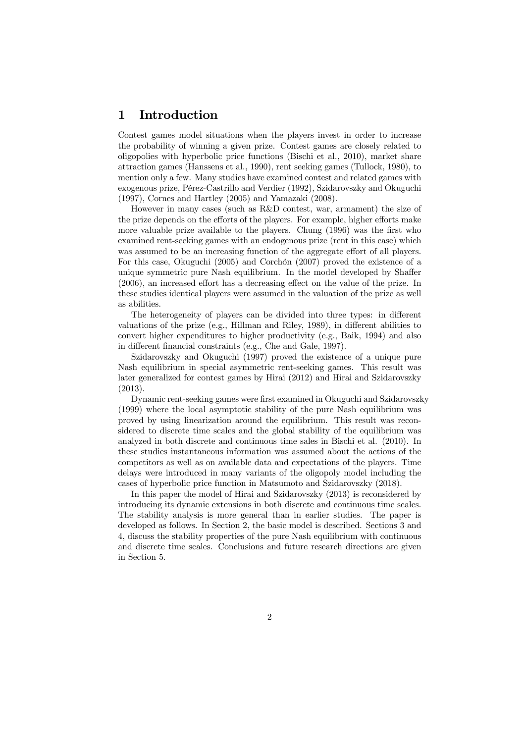# 1 Introduction

Contest games model situations when the players invest in order to increase the probability of winning a given prize. Contest games are closely related to oligopolies with hyperbolic price functions (Bischi et al., 2010), market share attraction games (Hanssens et al., 1990), rent seeking games (Tullock, 1980), to mention only a few. Many studies have examined contest and related games with exogenous prize, Pérez-Castrillo and Verdier (1992), Szidarovszky and Okuguchi (1997), Cornes and Hartley (2005) and Yamazaki (2008).

However in many cases (such as R&D contest, war, armament) the size of the prize depends on the efforts of the players. For example, higher efforts make more valuable prize available to the players. Chung (1996) was the first who examined rent-seeking games with an endogenous prize (rent in this case) which was assumed to be an increasing function of the aggregate effort of all players. For this case, Okuguchi (2005) and Corchón (2007) proved the existence of a unique symmetric pure Nash equilibrium. In the model developed by Shaffer (2006), an increased effort has a decreasing effect on the value of the prize. In these studies identical players were assumed in the valuation of the prize as well as abilities.

The heterogeneity of players can be divided into three types: in different valuations of the prize (e.g., Hillman and Riley, 1989), in different abilities to convert higher expenditures to higher productivity (e.g., Baik, 1994) and also in different financial constraints (e.g., Che and Gale, 1997).

Szidarovszky and Okuguchi (1997) proved the existence of a unique pure Nash equilibrium in special asymmetric rent-seeking games. This result was later generalized for contest games by Hirai (2012) and Hirai and Szidarovszky (2013).

Dynamic rent-seeking games were first examined in Okuguchi and Szidarovszky (1999) where the local asymptotic stability of the pure Nash equilibrium was proved by using linearization around the equilibrium. This result was reconsidered to discrete time scales and the global stability of the equilibrium was analyzed in both discrete and continuous time sales in Bischi et al. (2010). In these studies instantaneous information was assumed about the actions of the competitors as well as on available data and expectations of the players. Time delays were introduced in many variants of the oligopoly model including the cases of hyperbolic price function in Matsumoto and Szidarovszky (2018).

In this paper the model of Hirai and Szidarovszky (2013) is reconsidered by introducing its dynamic extensions in both discrete and continuous time scales. The stability analysis is more general than in earlier studies. The paper is developed as follows. In Section 2, the basic model is described. Sections 3 and 4, discuss the stability properties of the pure Nash equilibrium with continuous and discrete time scales. Conclusions and future research directions are given in Section 5.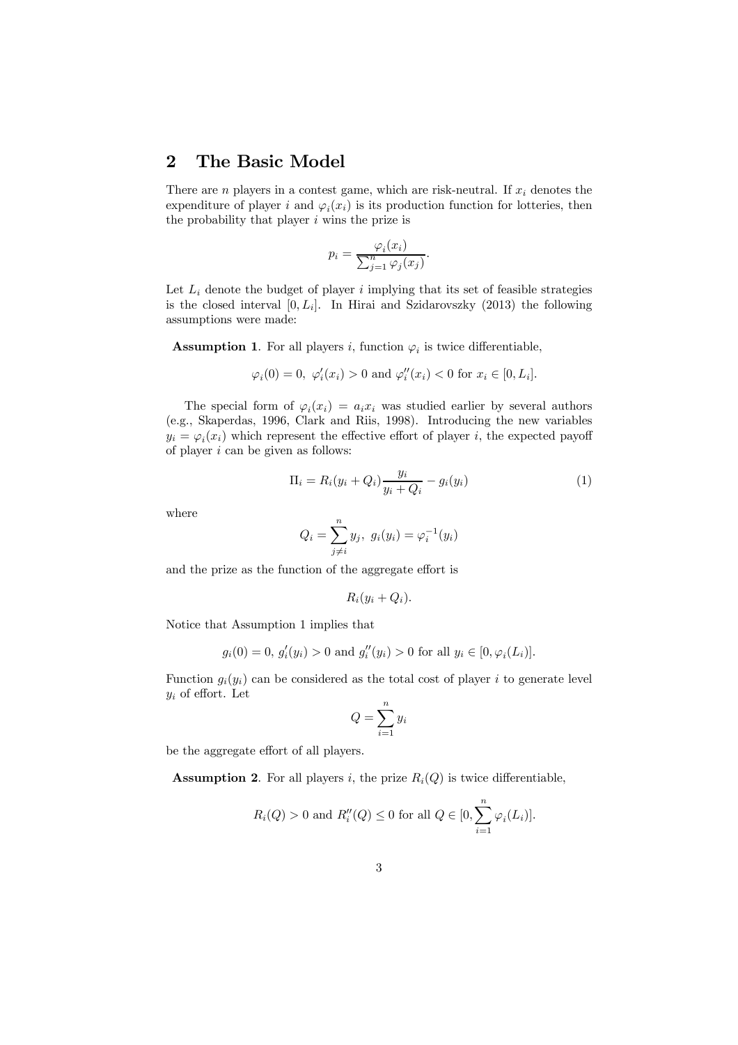## 2 The Basic Model

There are $n$ players in a contest game, which are risk-neutral. If $x_i$ denotes the expenditure of player $i$ and $\varphi_i(x_i)$ is its production function for lotteries, then the probability that player $i$ wins the prize is

$$p_i = \frac{\varphi_i(x_i)}{\sum_{j=1}^{n} \varphi_j(x_j)}.$$

Let $L_i$ denote the budget of player $i$ implying that its set of feasible strategies is the closed interval $[0, L_i]$. In Hirai and Szidarovszky (2013) the following assumptions were made:

**Assumption 1**. For all players $i$, function $\varphi_i$ is twice differentiable,

$$\varphi_i(0) = 0, \ \varphi_i'(x_i) > 0 \text{ and } \varphi_i''(x_i) < 0 \text{ for } x_i \in [0, L_i].$$

The special form of $\varphi_i(x_i) = a_i x_i$ was studied earlier by several authors (e.g., Skaperdas, 1996, Clark and Riis, 1998). Introducing the new variables $y_i = \varphi_i(x_i)$ which represent the effective effort of player $i$, the expected payoff of player $i$ can be given as follows:

$$\Pi_i = R_i(y_i + Q_i)\frac{y_i}{y_i + Q_i} - g_i(y_i) \tag{1}$$

where

$$Q_i = \sum_{j \neq i}^{n} y_j, \ g_i(y_i) = \varphi_i^{-1}(y_i)$$

and the prize as the function of the aggregate effort is

$$R_i(y_i + Q_i).$$

Notice that Assumption 1 implies that

$$g_i(0) = 0, \ g_i'(y_i) > 0 \text{ and } g_i''(y_i) > 0 \text{ for all } y_i \in [0, \varphi_i(L_i)].$$

Function $g_i(y_i)$ can be considered as the total cost of player $i$ to generate level $y_i$ of effort. Let

$$Q = \sum_{i=1}^{n} y_i$$

be the aggregate effort of all players.

**Assumption 2**. For all players $i$, the prize $R_i(Q)$ is twice differentiable,

$$R_i(Q) > 0 \text{ and } R_i''(Q) \leq 0 \text{ for all } Q \in [0, \sum_{i=1}^{n} \varphi_i(L_i)].$$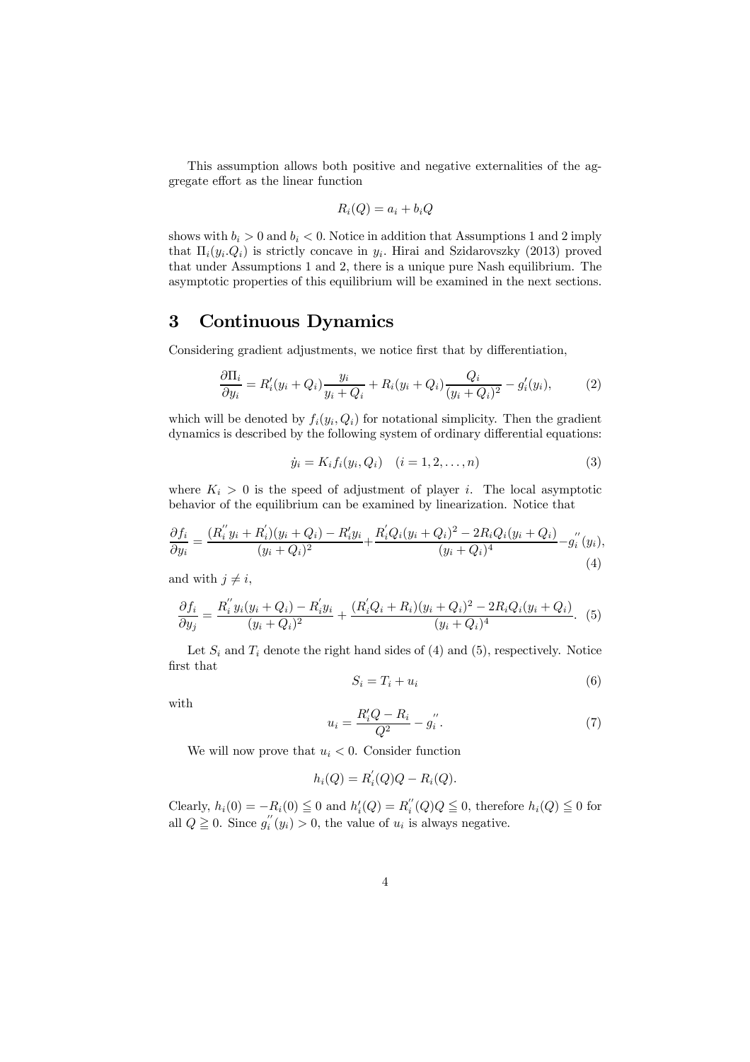This assumption allows both positive and negative externalities of the aggregate effort as the linear function

$$R_i(Q) = a_i + b_i Q$$

shows with $b_i > 0$ and $b_i < 0$. Notice in addition that Assumptions 1 and 2 imply that $\Pi_i(y_i.Q_i)$ is strictly concave in $y_i$. Hirai and Szidarovszky (2013) proved that under Assumptions 1 and 2, there is a unique pure Nash equilibrium. The asymptotic properties of this equilibrium will be examined in the next sections.

# 3 Continuous Dynamics

Considering gradient adjustments, we notice first that by differentiation,

$$\frac{\partial \Pi_i}{\partial y_i} = R_i'(y_i + Q_i)\frac{y_i}{y_i + Q_i} + R_i(y_i + Q_i)\frac{Q_i}{(y_i + Q_i)^2} - g_i'(y_i), \tag{2}$$

which will be denoted by $f_i(y_i, Q_i)$ for notational simplicity. Then the gradient dynamics is described by the following system of ordinary differential equations:

$$\dot{y}_i = K_i f_i(y_i, Q_i) \quad (i = 1, 2, \ldots, n) \tag{3}$$

where $K_i > 0$ is the speed of adjustment of player $i$. The local asymptotic behavior of the equilibrium can be examined by linearization. Notice that

$$\frac{\partial f_i}{\partial y_i} = \frac{(R_i^{''} y_i + R_i^{'})(y_i + Q_i) - R_i^{'} y_i}{(y_i + Q_i)^2} + \frac{R_i^{'} Q_i (y_i + Q_i)^2 - 2R_i Q_i (y_i + Q_i)}{(y_i + Q_i)^4} - g_i^{''}(y_i), \tag{4}$$

and with $j \neq i$,

$$\frac{\partial f_i}{\partial y_j} = \frac{R_i^{''} y_i (y_i + Q_i) - R_i^{'} y_i}{(y_i + Q_i)^2} + \frac{(R_i^{'} Q_i + R_i)(y_i + Q_i)^2 - 2R_i Q_i (y_i + Q_i)}{(y_i + Q_i)^4}. \tag{5}$$

Let $S_i$ and $T_i$ denote the right hand sides of (4) and (5), respectively. Notice first that

$$S_i = T_i + u_i \tag{6}$$

with

$$u_i = \frac{R_i' Q - R_i}{Q^2} - g_i^{''}. \tag{7}$$

We will now prove that $u_i < 0$. Consider function

$$h_i(Q) = R_i^{'}(Q) Q - R_i(Q).$$

Clearly, $h_i(0) = -R_i(0) \leqq 0$ and $h_i'(Q) = R_i^{''}(Q) Q \leqq 0$, therefore $h_i(Q) \leqq 0$ for all $Q \geqq 0$. Since $g_i^{''}(y_i) > 0$, the value of $u_i$ is always negative.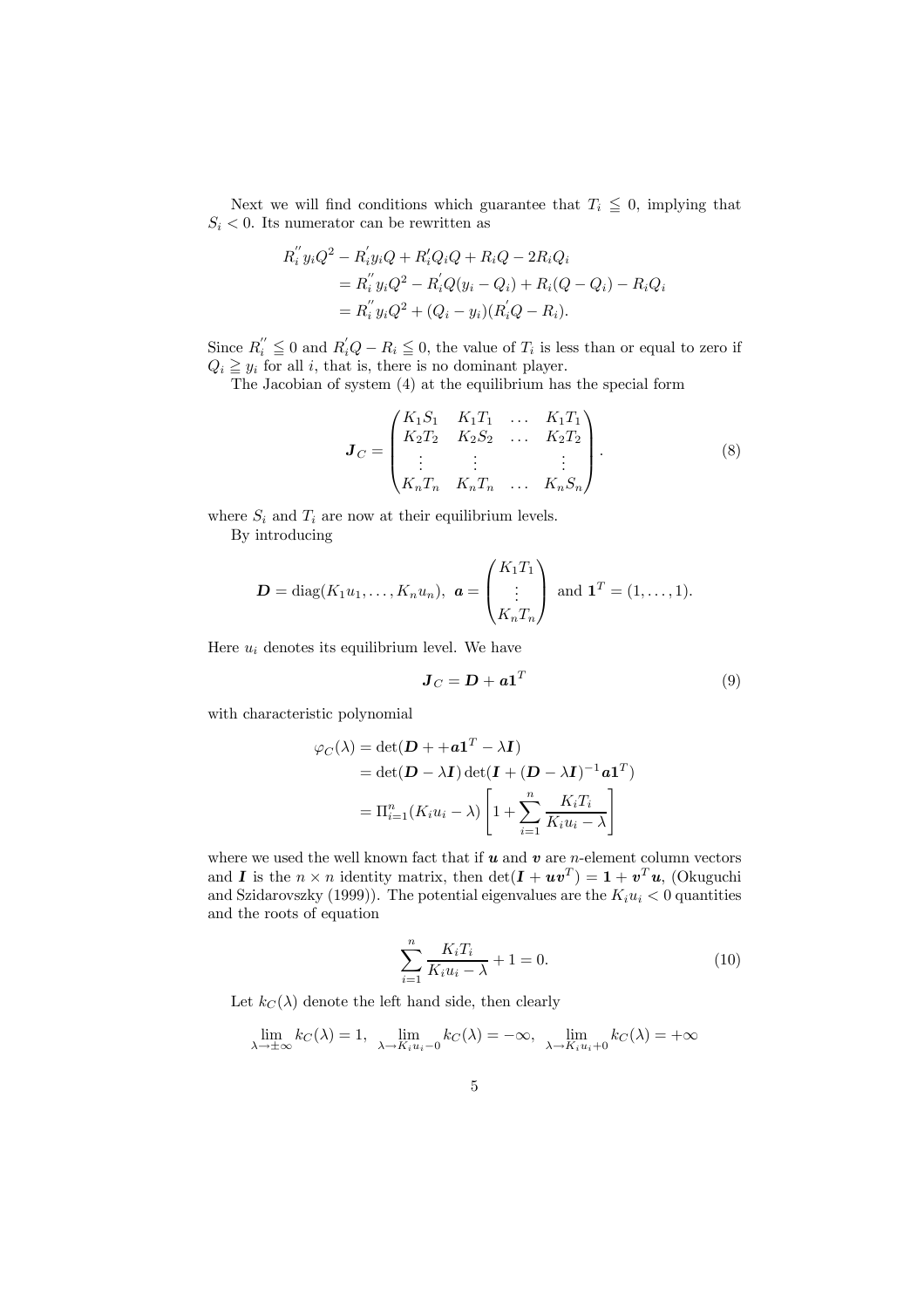Next we will find conditions which guarantee that $T_i \leqq 0$, implying that $S_i < 0$. Its numerator can be rewritten as

$$
\begin{aligned}
R_i^{''} y_i Q^2 - R_i^{'} y_i Q + R_i^{'} Q_i Q + R_i Q - 2 R_i Q_i \\
&= R_i^{''} y_i Q^2 - R_i^{'} Q (y_i - Q_i) + R_i (Q - Q_i) - R_i Q_i \\
&= R_i^{''} y_i Q^2 + (Q_i - y_i)(R_i^{'} Q - R_i).
\end{aligned}
$$

Since $R_i^{''} \leqq 0$ and $R_i^{'} Q - R_i \leqq 0$, the value of $T_i$ is less than or equal to zero if $Q_i \geqq y_i$ for all $i$, that is, there is no dominant player.

The Jacobian of system (4) at the equilibrium has the special form

$$
\boldsymbol{J}_C = \begin{pmatrix} K_1 S_1 & K_1 T_1 & \dots & K_1 T_1 \\ K_2 T_2 & K_2 S_2 & \dots & K_2 T_2 \\ \vdots & \vdots & & \vdots \\ K_n T_n & K_n T_n & \dots & K_n S_n \end{pmatrix}. \tag{8}
$$

where $S_i$ and $T_i$ are now at their equilibrium levels.

By introducing

$$
\boldsymbol{D} = \mathrm{diag}(K_1 u_1, \dots, K_n u_n), \;\; \boldsymbol{a} = \begin{pmatrix} K_1 T_1 \\ \vdots \\ K_n T_n \end{pmatrix} \text{ and } \boldsymbol{1}^T = (1, \dots, 1).
$$

Here $u_i$ denotes its equilibrium level. We have

$$
\boldsymbol{J}_C = \boldsymbol{D} + \boldsymbol{a}\boldsymbol{1}^T \tag{9}
$$

with characteristic polynomial

$$
\begin{aligned}
\varphi_C(\lambda) &= \det(\boldsymbol{D} + + \boldsymbol{a}\boldsymbol{1}^T - \lambda \boldsymbol{I}) \\
&= \det(\boldsymbol{D} - \lambda \boldsymbol{I}) \det(\boldsymbol{I} + (\boldsymbol{D} - \lambda \boldsymbol{I})^{-1} \boldsymbol{a}\boldsymbol{1}^T) \\
&= \Pi_{i=1}^n (K_i u_i - \lambda) \left[ 1 + \sum_{i=1}^n \frac{K_i T_i}{K_i u_i - \lambda} \right]
\end{aligned}
$$

where we used the well known fact that if $\boldsymbol{u}$ and $\boldsymbol{v}$ are $n$-element column vectors and $\boldsymbol{I}$ is the $n \times n$ identity matrix, then $\det(\boldsymbol{I} + \boldsymbol{u}\boldsymbol{v}^T) = \boldsymbol{1} + \boldsymbol{v}^T \boldsymbol{u}$, (Okuguchi and Szidarovszky (1999)). The potential eigenvalues are the $K_i u_i < 0$ quantities and the roots of equation

$$
\sum_{i=1}^n \frac{K_i T_i}{K_i u_i - \lambda} + 1 = 0. \tag{10}
$$

Let $k_C(\lambda)$ denote the left hand side, then clearly

$$
\lim_{\lambda \to \pm\infty} k_C(\lambda) = 1, \;\; \lim_{\lambda \to K_i u_i - 0} k_C(\lambda) = -\infty, \;\; \lim_{\lambda \to K_i u_i + 0} k_C(\lambda) = +\infty
$$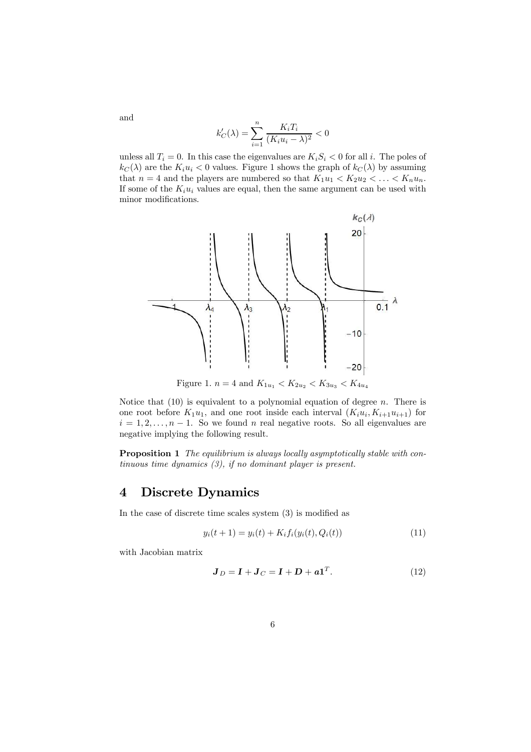and

$$k_C'(\lambda) = \sum_{i=1}^{n} \frac{K_i T_i}{(K_i u_i - \lambda)^2} < 0$$

unless all $T_i = 0$. In this case the eigenvalues are $K_i S_i < 0$ for all $i$. The poles of $k_C(\lambda)$ are the $K_i u_i < 0$ values. Figure 1 shows the graph of $k_C(\lambda)$ by assuming that $n = 4$ and the players are numbered so that $K_1 u_1 < K_2 u_2 < \ldots < K_n u_n$. If some of the $K_i u_i$ values are equal, then the same argument can be used with minor modifications.

Figure 1. $n = 4$ and $K_{1u_1} < K_{2u_2} < K_{3u_3} < K_{4u_4}$

Notice that (10) is equivalent to a polynomial equation of degree $n$. There is one root before $K_1 u_1$, and one root inside each interval $(K_i u_i, K_{i+1} u_{i+1})$ for $i = 1, 2, \ldots, n-1$. So we found $n$ real negative roots. So all eigenvalues are negative implying the following result.

**Proposition 1** *The equilibrium is always locally asymptotically stable with continuous time dynamics (3), if no dominant player is present.*

## 4 Discrete Dynamics

In the case of discrete time scales system (3) is modified as

$$y_i(t+1) = y_i(t) + K_i f_i(y_i(t), Q_i(t)) \tag{11}$$

with Jacobian matrix

$$\boldsymbol{J}_D = \boldsymbol{I} + \boldsymbol{J}_C = \boldsymbol{I} + \boldsymbol{D} + \boldsymbol{a}\boldsymbol{1}^T. \tag{12}$$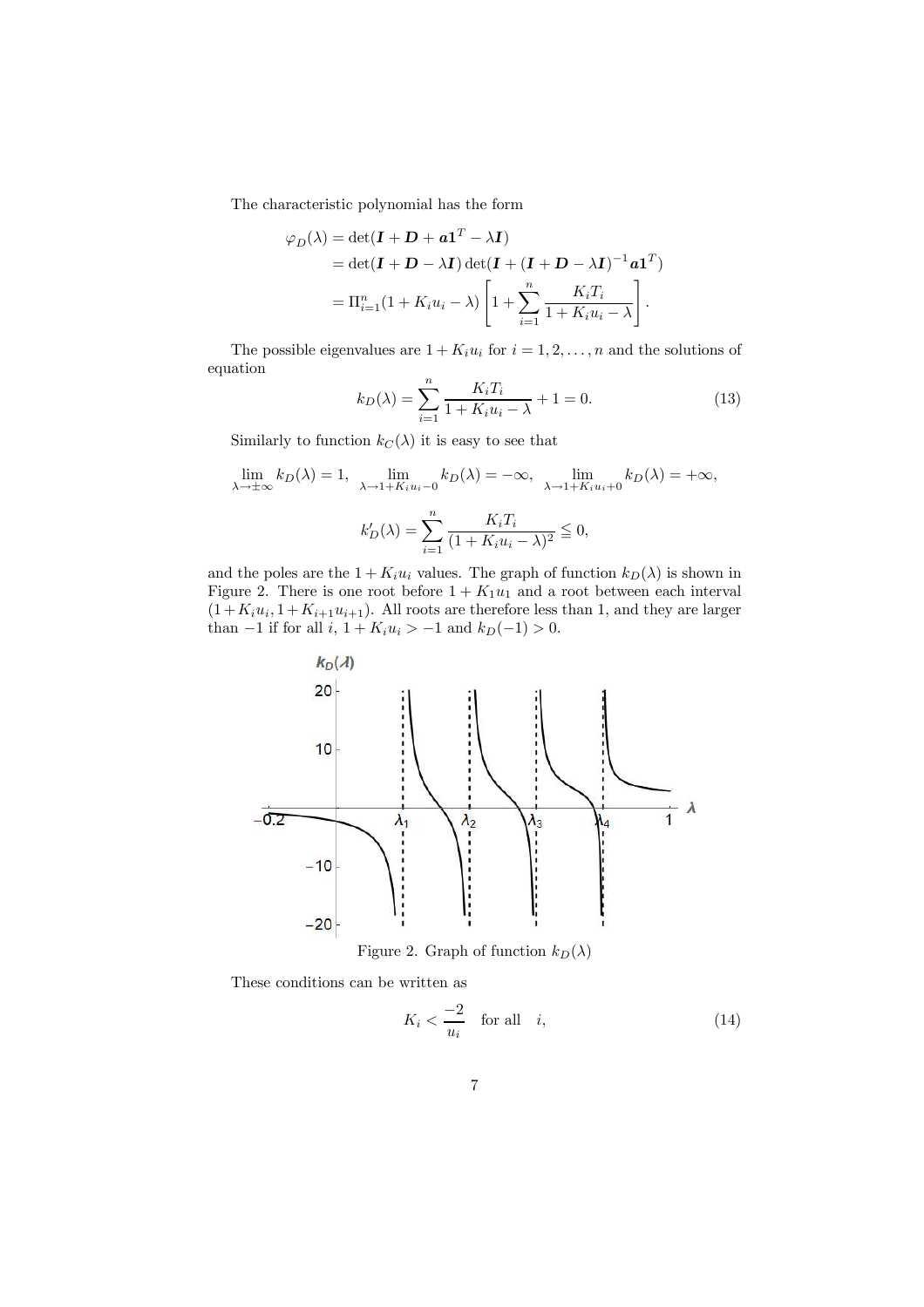The characteristic polynomial has the form

$$\begin{aligned}
\varphi_D(\lambda) &= \det(\boldsymbol{I} + \boldsymbol{D} + \boldsymbol{a}\boldsymbol{1}^T - \lambda \boldsymbol{I}) \\
&= \det(\boldsymbol{I} + \boldsymbol{D} - \lambda \boldsymbol{I}) \det(\boldsymbol{I} + (\boldsymbol{I} + \boldsymbol{D} - \lambda \boldsymbol{I})^{-1} \boldsymbol{a}\boldsymbol{1}^T) \\
&= \Pi_{i=1}^n (1 + K_i u_i - \lambda) \left[ 1 + \sum_{i=1}^n \frac{K_i T_i}{1 + K_i u_i - \lambda} \right].
\end{aligned}$$

The possible eigenvalues are $1 + K_i u_i$ for $i = 1, 2, \ldots, n$ and the solutions of equation

$$k_D(\lambda) = \sum_{i=1}^n \frac{K_i T_i}{1 + K_i u_i - \lambda} + 1 = 0. \tag{13}$$

Similarly to function $k_C(\lambda)$ it is easy to see that

$$\lim_{\lambda \to \pm\infty} k_D(\lambda) = 1, \quad \lim_{\lambda \to 1 + K_i u_i - 0} k_D(\lambda) = -\infty, \quad \lim_{\lambda \to 1 + K_i u_i + 0} k_D(\lambda) = +\infty,$$

$$k_D'(\lambda) = \sum_{i=1}^n \frac{K_i T_i}{(1 + K_i u_i - \lambda)^2} \leqq 0,$$

and the poles are the $1 + K_i u_i$ values. The graph of function $k_D(\lambda)$ is shown in Figure 2. There is one root before $1 + K_1 u_1$ and a root between each interval $(1 + K_i u_i, 1 + K_{i+1} u_{i+1})$. All roots are therefore less than 1, and they are larger than $-1$ if for all $i$, $1 + K_i u_i > -1$ and $k_D(-1) > 0$.

Figure 2. Graph of function $k_D(\lambda)$

These conditions can be written as

$$K_i < \frac{-2}{u_i} \quad \text{for all} \quad i, \tag{14}$$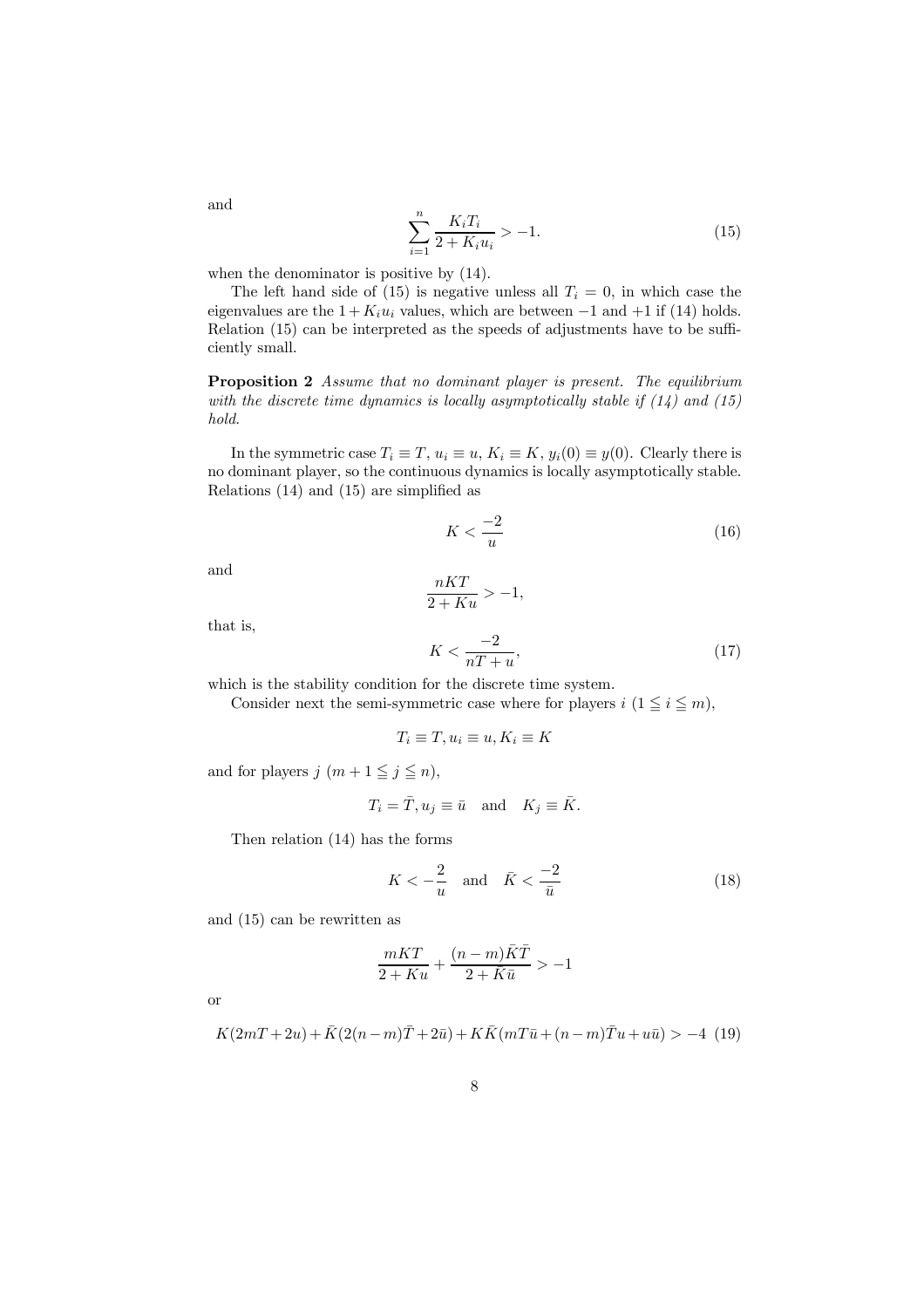and

$$\sum_{i=1}^{n} \frac{K_i T_i}{2 + K_i u_i} > -1. \tag{15}$$

when the denominator is positive by (14).

The left hand side of (15) is negative unless all $T_i = 0$, in which case the eigenvalues are the $1 + K_i u_i$ values, which are between $-1$ and $+1$ if (14) holds. Relation (15) can be interpreted as the speeds of adjustments have to be sufficiently small.

**Proposition 2** *Assume that no dominant player is present. The equilibrium with the discrete time dynamics is locally asymptotically stable if (14) and (15) hold.*

In the symmetric case $T_i \equiv T$, $u_i \equiv u$, $K_i \equiv K$, $y_i(0) \equiv y(0)$. Clearly there is no dominant player, so the continuous dynamics is locally asymptotically stable. Relations (14) and (15) are simplified as

$$K < \frac{-2}{u} \tag{16}$$

and

$$\frac{nKT}{2 + Ku} > -1,$$

that is,

$$K < \frac{-2}{nT + u}, \tag{17}$$

which is the stability condition for the discrete time system.

Consider next the semi-symmetric case where for players $i$ $(1 \leqq i \leqq m)$,

$$T_i \equiv T, u_i \equiv u, K_i \equiv K$$

and for players $j$ $(m + 1 \leqq j \leqq n)$,

$$T_i = \bar{T}, u_j \equiv \bar{u} \quad \text{and} \quad K_j \equiv \bar{K}.$$

Then relation (14) has the forms

$$K < -\frac{2}{u} \quad \text{and} \quad \bar{K} < \frac{-2}{\bar{u}} \tag{18}$$

and (15) can be rewritten as

$$\frac{mKT}{2 + Ku} + \frac{(n - m)\bar{K}\bar{T}}{2 + \bar{K}\bar{u}} > -1$$

or

$$K(2mT + 2u) + \bar{K}(2(n - m)\bar{T} + 2\bar{u}) + K\bar{K}(mT\bar{u} + (n - m)\bar{T}u + u\bar{u}) > -4 \tag{19}$$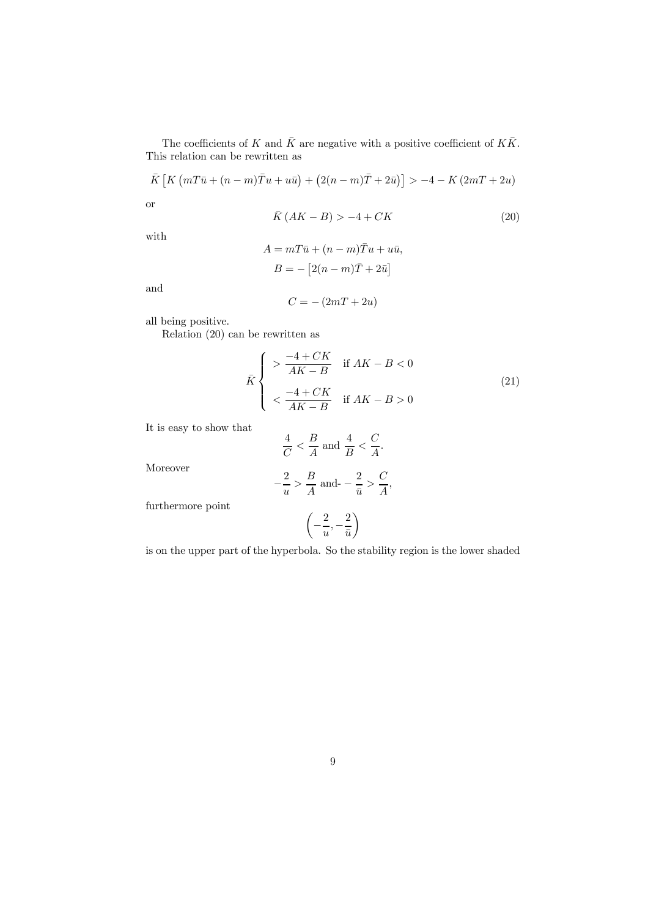The coefficients of $K$ and $\bar{K}$ are negative with a positive coefficient of $K\bar{K}$. This relation can be rewritten as

$$\bar{K}\left[K\left(mT\bar{u}+(n-m)\bar{T}u+u\bar{u}\right)+\left(2(n-m)\bar{T}+2\bar{u}\right)\right]>-4-K\left(2mT+2u\right)$$

or

$$\bar{K}\left(AK-B\right)>-4+CK \tag{20}$$

with

$$A=mT\bar{u}+(n-m)\bar{T}u+u\bar{u},$$

$$B=-\left[2(n-m)\bar{T}+2\bar{u}\right]$$

and

$$C=-\left(2mT+2u\right)$$

all being positive.

Relation (20) can be rewritten as

$$\bar{K}\begin{cases} >\dfrac{-4+CK}{AK-B} & \text{if } AK-B<0 \\ \\ <\dfrac{-4+CK}{AK-B} & \text{if } AK-B>0 \end{cases} \tag{21}$$

It is easy to show that

$$\frac{4}{C}<\frac{B}{A} \text{ and } \frac{4}{B}<\frac{C}{A}.$$

Moreover

$$-\frac{2}{u}>\frac{B}{A} \text{ and-}-\frac{2}{\bar{u}}>\frac{C}{A},$$

furthermore point

$$\left(-\frac{2}{u},-\frac{2}{\bar{u}}\right)$$

is on the upper part of the hyperbola. So the stability region is the lower shaded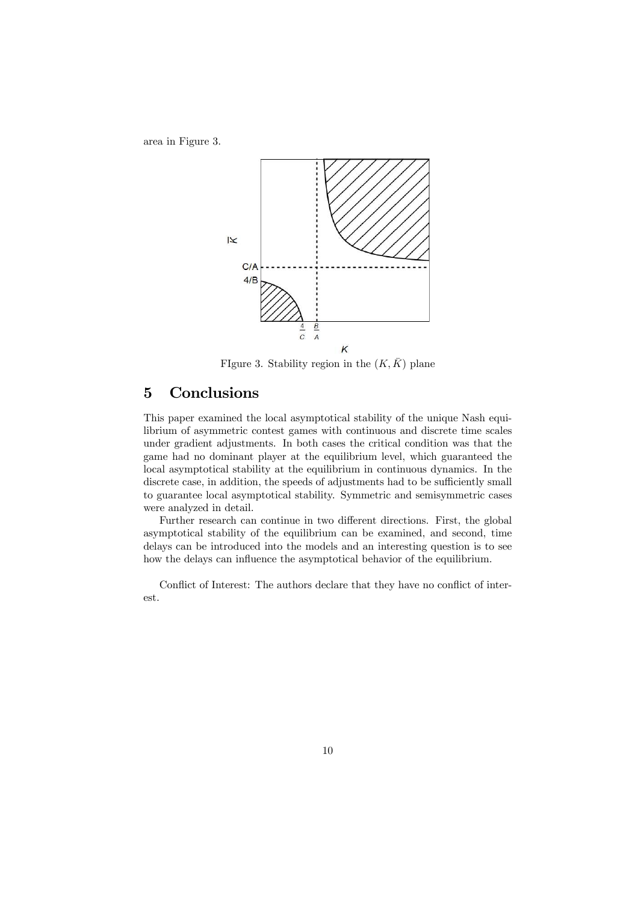area in Figure 3.

FIgure 3. Stability region in the $(K, \bar{K})$ plane

## 5 Conclusions

This paper examined the local asymptotical stability of the unique Nash equilibrium of asymmetric contest games with continuous and discrete time scales under gradient adjustments. In both cases the critical condition was that the game had no dominant player at the equilibrium level, which guaranteed the local asymptotical stability at the equilibrium in continuous dynamics. In the discrete case, in addition, the speeds of adjustments had to be sufficiently small to guarantee local asymptotical stability. Symmetric and semisymmetric cases were analyzed in detail.

Further research can continue in two different directions. First, the global asymptotical stability of the equilibrium can be examined, and second, time delays can be introduced into the models and an interesting question is to see how the delays can influence the asymptotical behavior of the equilibrium.

Conflict of Interest: The authors declare that they have no conflict of interest.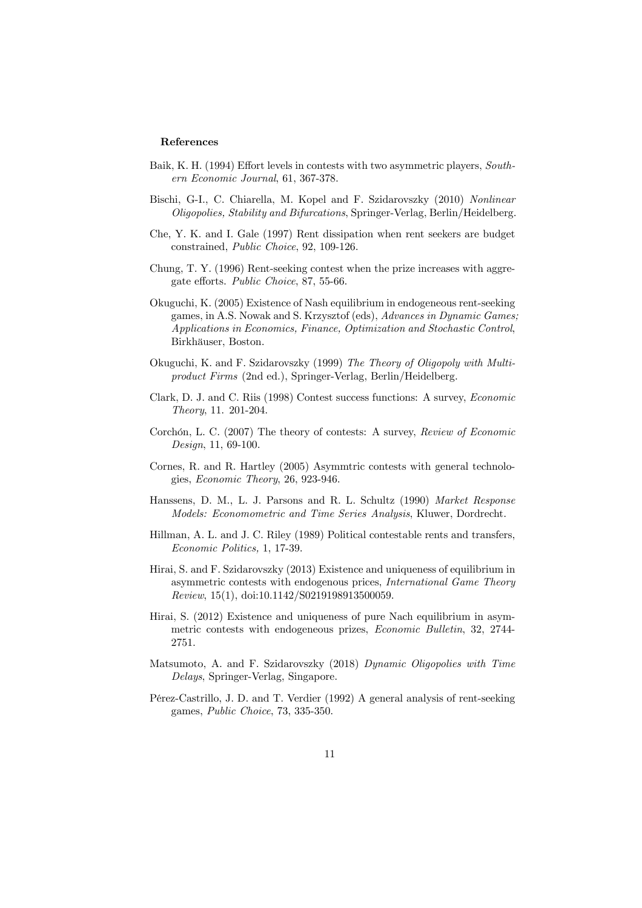**References**

Baik, K. H. (1994) Effort levels in contests with two asymmetric players, *Southern Economic Journal*, 61, 367-378.

Bischi, G-I., C. Chiarella, M. Kopel and F. Szidarovszky (2010) *Nonlinear Oligopolies, Stability and Bifurcations*, Springer-Verlag, Berlin/Heidelberg.

Che, Y. K. and I. Gale (1997) Rent dissipation when rent seekers are budget constrained, *Public Choice*, 92, 109-126.

Chung, T. Y. (1996) Rent-seeking contest when the prize increases with aggregate efforts. *Public Choice*, 87, 55-66.

Okuguchi, K. (2005) Existence of Nash equilibrium in endogeneous rent-seeking games, in A.S. Nowak and S. Krzysztof (eds), *Advances in Dynamic Games; Applications in Economics, Finance, Optimization and Stochastic Control*, Birkhäuser, Boston.

Okuguchi, K. and F. Szidarovszky (1999) *The Theory of Oligopoly with Multi-product Firms* (2nd ed.), Springer-Verlag, Berlin/Heidelberg.

Clark, D. J. and C. Riis (1998) Contest success functions: A survey, *Economic Theory*, 11. 201-204.

Corchón, L. C. (2007) The theory of contests: A survey, *Review of Economic Design*, 11, 69-100.

Cornes, R. and R. Hartley (2005) Asymmtric contests with general technologies, *Economic Theory*, 26, 923-946.

Hanssens, D. M., L. J. Parsons and R. L. Schultz (1990) *Market Response Models: Economometric and Time Series Analysis*, Kluwer, Dordrecht.

Hillman, A. L. and J. C. Riley (1989) Political contestable rents and transfers, *Economic Politics,* 1, 17-39.

Hirai, S. and F. Szidarovszky (2013) Existence and uniqueness of equilibrium in asymmetric contests with endogenous prices, *International Game Theory Review*, 15(1), doi:10.1142/S0219198913500059.

Hirai, S. (2012) Existence and uniqueness of pure Nach equilibrium in asymmetric contests with endogeneous prizes, *Economic Bulletin*, 32, 2744-2751.

Matsumoto, A. and F. Szidarovszky (2018) *Dynamic Oligopolies with Time Delays*, Springer-Verlag, Singapore.

Pérez-Castrillo, J. D. and T. Verdier (1992) A general analysis of rent-seeking games, *Public Choice*, 73, 335-350.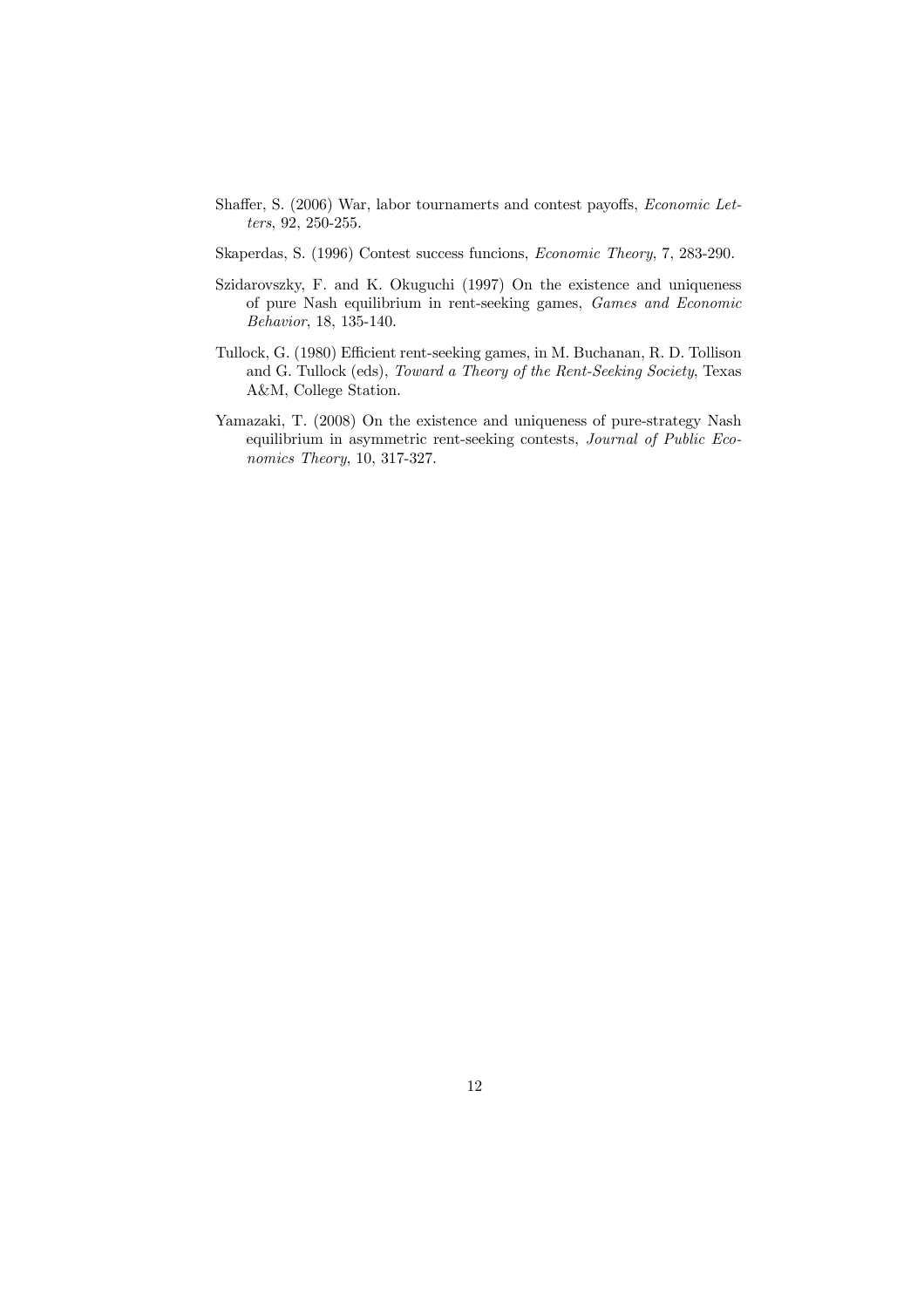Shaffer, S. (2006) War, labor tournamerts and contest payoffs, *Economic Letters*, 92, 250-255.

Skaperdas, S. (1996) Contest success funcions, *Economic Theory*, 7, 283-290.

Szidarovszky, F. and K. Okuguchi (1997) On the existence and uniqueness of pure Nash equilibrium in rent-seeking games, *Games and Economic Behavior*, 18, 135-140.

Tullock, G. (1980) Efficient rent-seeking games, in M. Buchanan, R. D. Tollison and G. Tullock (eds), *Toward a Theory of the Rent-Seeking Society*, Texas A&M, College Station.

Yamazaki, T. (2008) On the existence and uniqueness of pure-strategy Nash equilibrium in asymmetric rent-seeking contests, *Journal of Public Economics Theory*, 10, 317-327.